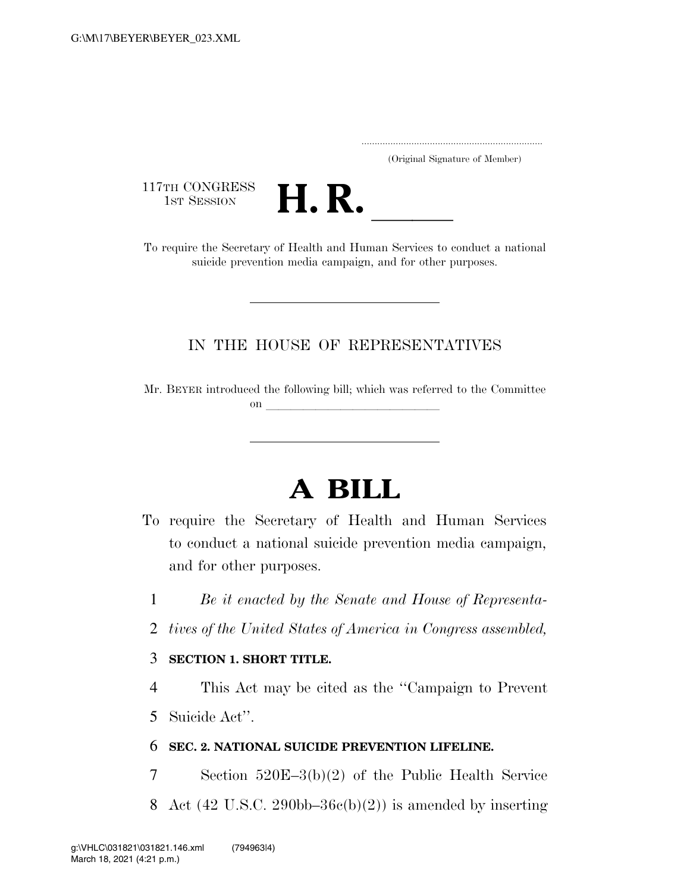.....................................................................

(Original Signature of Member)

117TH CONGRESS
1ST SESSION

# H. R. \_\_\_\_\_\_

To require the Secretary of Health and Human Services to conduct a national suicide prevention media campaign, and for other purposes.

---

IN THE HOUSE OF REPRESENTATIVES

Mr. BEYER introduced the following bill; which was referred to the Committee on \_\_\_\_\_\_\_\_\_\_\_\_\_\_\_\_\_\_\_\_\_\_\_\_\_\_\_\_

---

# A BILL

To require the Secretary of Health and Human Services to conduct a national suicide prevention media campaign, and for other purposes.

1 *Be it enacted by the Senate and House of Representa-*
2 *tives of the United States of America in Congress assembled,*

3 **SECTION 1. SHORT TITLE.**

4 This Act may be cited as the ''Campaign to Prevent
5 Suicide Act''.

6 **SEC. 2. NATIONAL SUICIDE PREVENTION LIFELINE.**

7 Section 520E–3(b)(2) of the Public Health Service
8 Act (42 U.S.C. 290bb–36c(b)(2)) is amended by inserting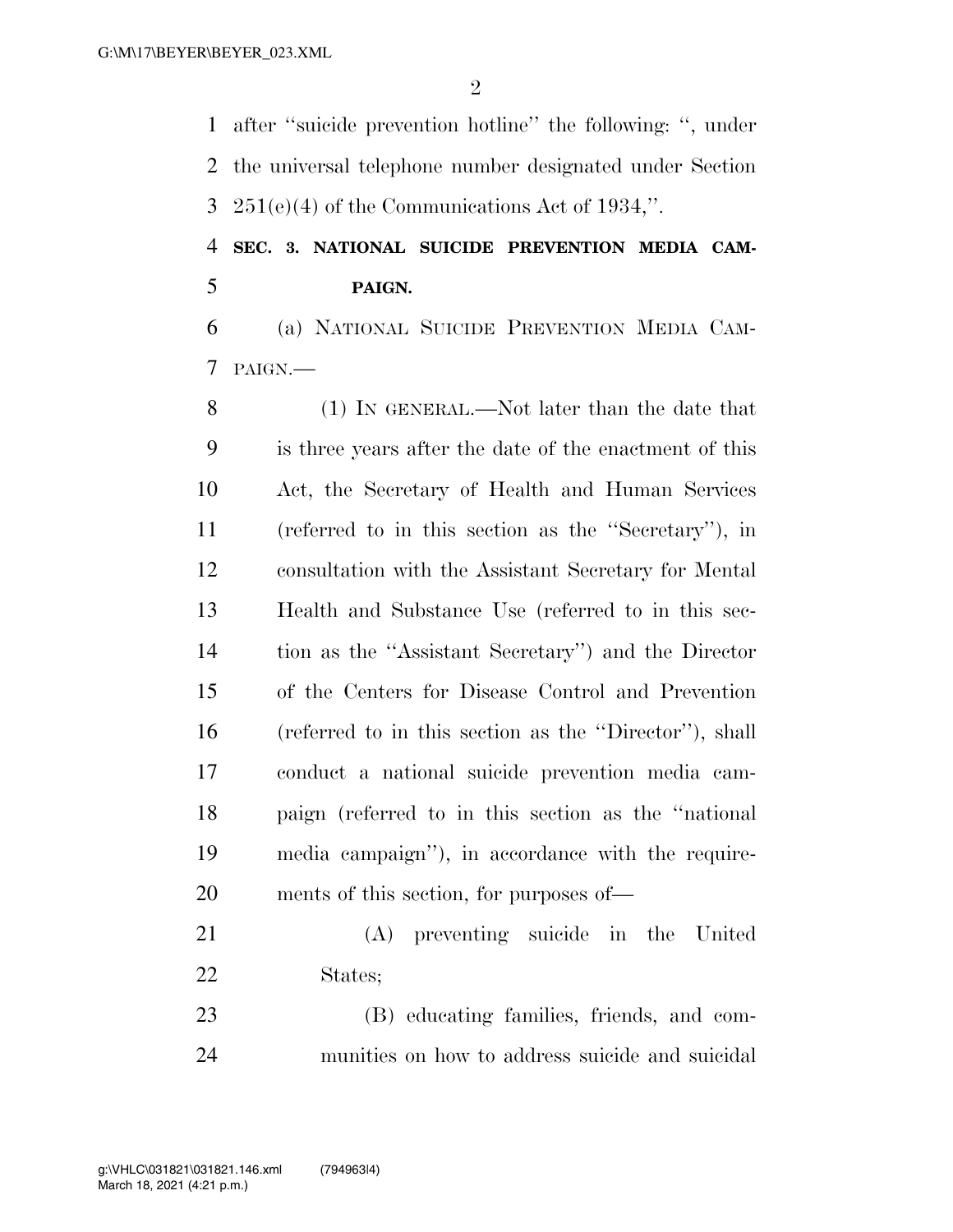after "suicide prevention hotline" the following: ", under the universal telephone number designated under Section 251(e)(4) of the Communications Act of 1934,".

## SEC. 3. NATIONAL SUICIDE PREVENTION MEDIA CAMPAIGN.

(a) NATIONAL SUICIDE PREVENTION MEDIA CAMPAIGN.—

(1) IN GENERAL.—Not later than the date that is three years after the date of the enactment of this Act, the Secretary of Health and Human Services (referred to in this section as the "Secretary"), in consultation with the Assistant Secretary for Mental Health and Substance Use (referred to in this section as the "Assistant Secretary") and the Director of the Centers for Disease Control and Prevention (referred to in this section as the "Director"), shall conduct a national suicide prevention media campaign (referred to in this section as the "national media campaign"), in accordance with the requirements of this section, for purposes of—

(A) preventing suicide in the United States;

(B) educating families, friends, and communities on how to address suicide and suicidal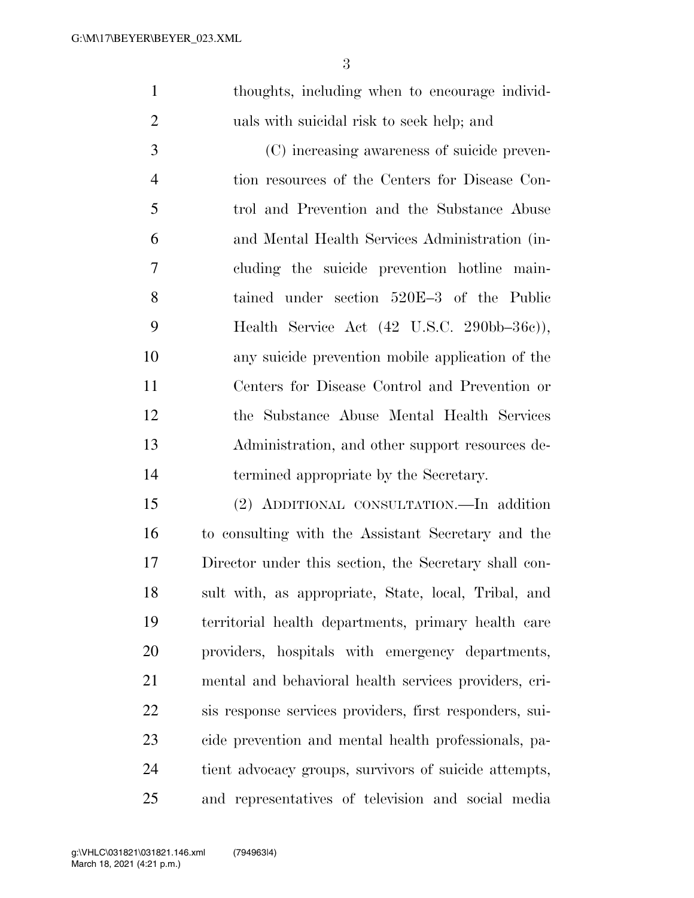thoughts, including when to encourage individuals with suicidal risk to seek help; and

(C) increasing awareness of suicide prevention resources of the Centers for Disease Control and Prevention and the Substance Abuse and Mental Health Services Administration (including the suicide prevention hotline maintained under section 520E–3 of the Public Health Service Act (42 U.S.C. 290bb–36c)), any suicide prevention mobile application of the Centers for Disease Control and Prevention or the Substance Abuse Mental Health Services Administration, and other support resources determined appropriate by the Secretary.

(2) ADDITIONAL CONSULTATION.—In addition to consulting with the Assistant Secretary and the Director under this section, the Secretary shall consult with, as appropriate, State, local, Tribal, and territorial health departments, primary health care providers, hospitals with emergency departments, mental and behavioral health services providers, crisis response services providers, first responders, suicide prevention and mental health professionals, patient advocacy groups, survivors of suicide attempts, and representatives of television and social media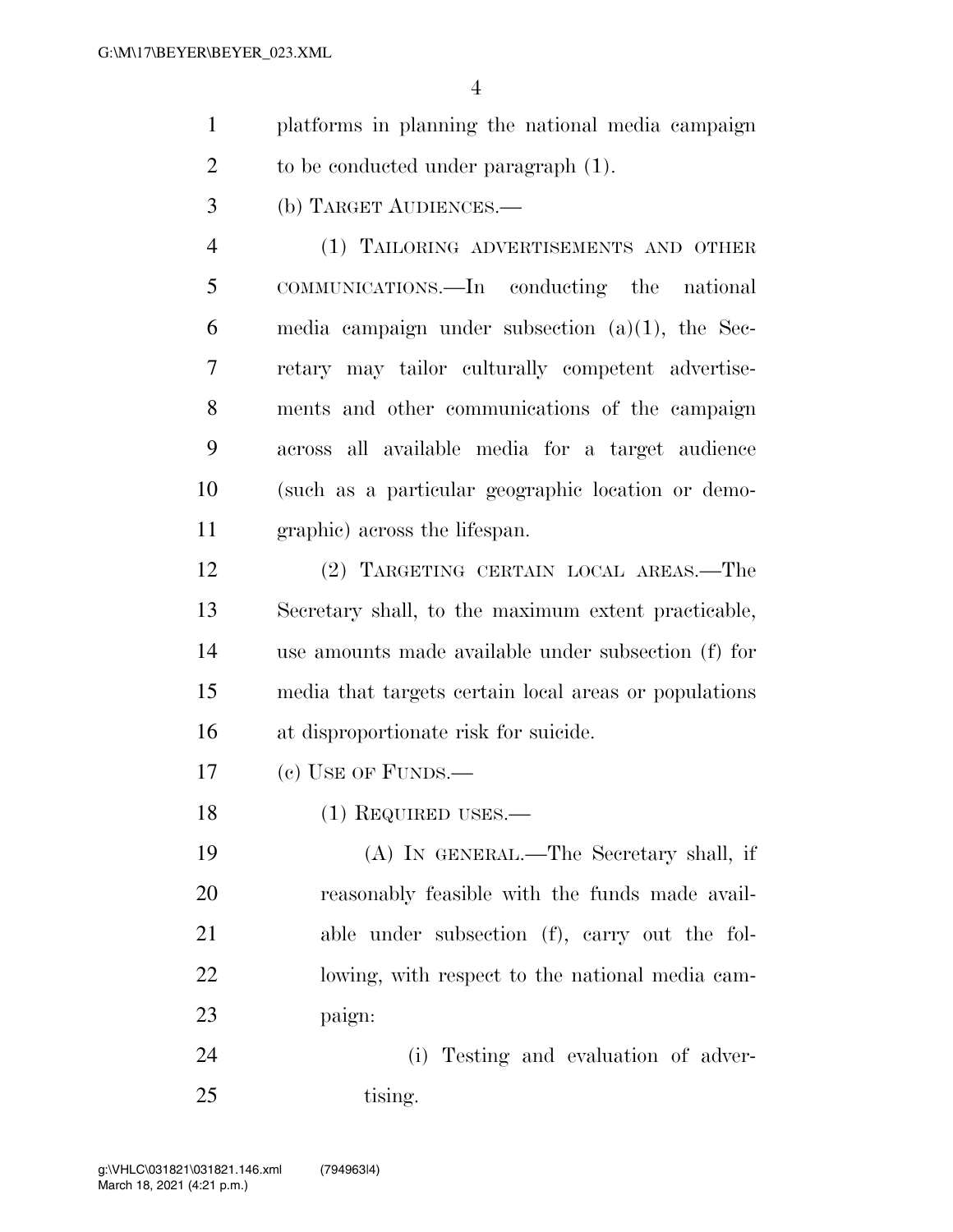platforms in planning the national media campaign to be conducted under paragraph (1).

(b) TARGET AUDIENCES.—

(1) TAILORING ADVERTISEMENTS AND OTHER COMMUNICATIONS.—In conducting the national media campaign under subsection (a)(1), the Secretary may tailor culturally competent advertisements and other communications of the campaign across all available media for a target audience (such as a particular geographic location or demographic) across the lifespan.

(2) TARGETING CERTAIN LOCAL AREAS.—The Secretary shall, to the maximum extent practicable, use amounts made available under subsection (f) for media that targets certain local areas or populations at disproportionate risk for suicide.

(c) USE OF FUNDS.—

(1) REQUIRED USES.—

(A) IN GENERAL.—The Secretary shall, if reasonably feasible with the funds made available under subsection (f), carry out the following, with respect to the national media campaign:

(i) Testing and evaluation of advertising.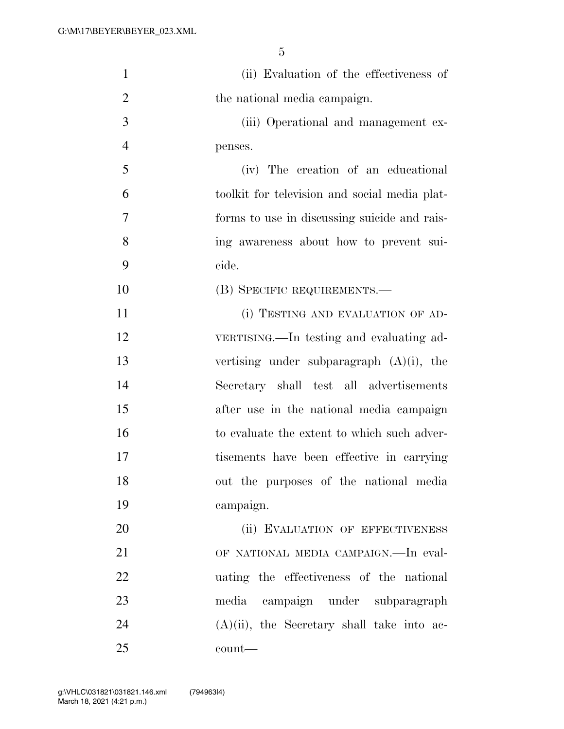(ii) Evaluation of the effectiveness of the national media campaign.

(iii) Operational and management expenses.

(iv) The creation of an educational toolkit for television and social media platforms to use in discussing suicide and raising awareness about how to prevent suicide.

(B) SPECIFIC REQUIREMENTS.—

(i) TESTING AND EVALUATION OF ADVERTISING.—In testing and evaluating advertising under subparagraph (A)(i), the Secretary shall test all advertisements after use in the national media campaign to evaluate the extent to which such advertisements have been effective in carrying out the purposes of the national media campaign.

(ii) EVALUATION OF EFFECTIVENESS OF NATIONAL MEDIA CAMPAIGN.—In evaluating the effectiveness of the national media campaign under subparagraph (A)(ii), the Secretary shall take into account—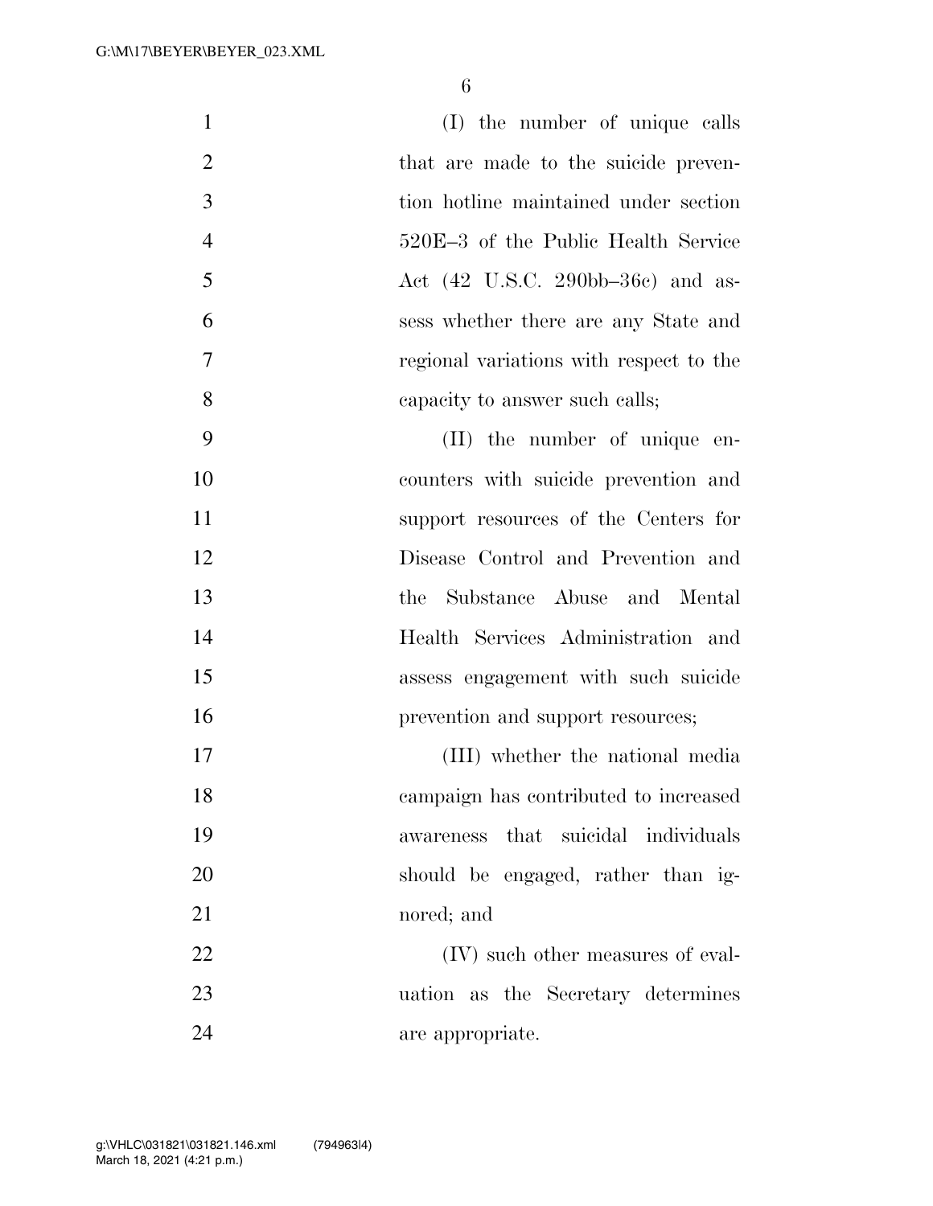(I) the number of unique calls that are made to the suicide prevention hotline maintained under section 520E–3 of the Public Health Service Act (42 U.S.C. 290bb–36c) and assess whether there are any State and regional variations with respect to the capacity to answer such calls;

(II) the number of unique encounters with suicide prevention and support resources of the Centers for Disease Control and Prevention and the Substance Abuse and Mental Health Services Administration and assess engagement with such suicide prevention and support resources;

(III) whether the national media campaign has contributed to increased awareness that suicidal individuals should be engaged, rather than ignored; and

(IV) such other measures of evaluation as the Secretary determines are appropriate.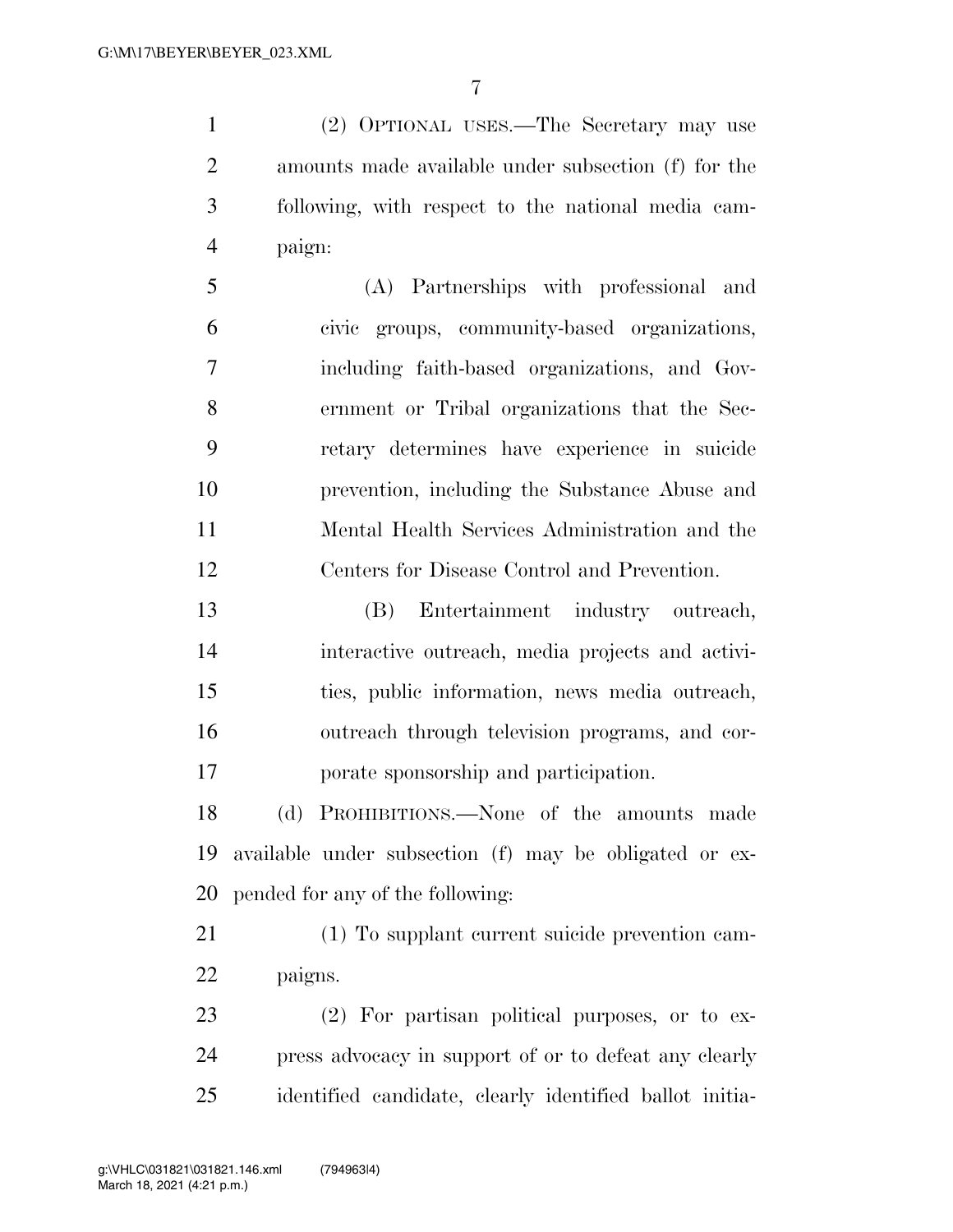(2) OPTIONAL USES.—The Secretary may use amounts made available under subsection (f) for the following, with respect to the national media campaign:

(A) Partnerships with professional and civic groups, community-based organizations, including faith-based organizations, and Government or Tribal organizations that the Secretary determines have experience in suicide prevention, including the Substance Abuse and Mental Health Services Administration and the Centers for Disease Control and Prevention.

(B) Entertainment industry outreach, interactive outreach, media projects and activities, public information, news media outreach, outreach through television programs, and corporate sponsorship and participation.

(d) PROHIBITIONS.—None of the amounts made available under subsection (f) may be obligated or expended for any of the following:

(1) To supplant current suicide prevention campaigns.

(2) For partisan political purposes, or to express advocacy in support of or to defeat any clearly identified candidate, clearly identified ballot initia-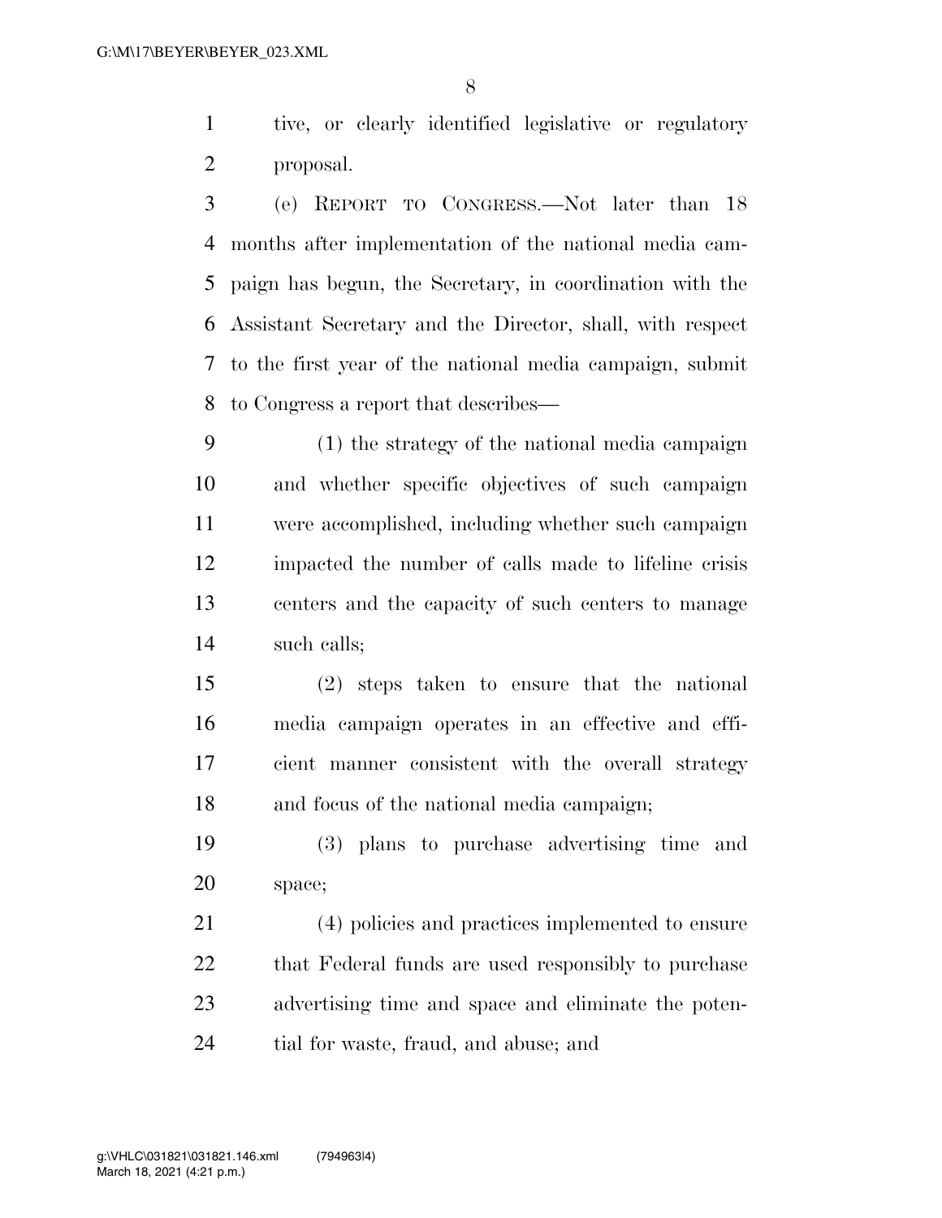tive, or clearly identified legislative or regulatory proposal.

(e) REPORT TO CONGRESS.—Not later than 18 months after implementation of the national media campaign has begun, the Secretary, in coordination with the Assistant Secretary and the Director, shall, with respect to the first year of the national media campaign, submit to Congress a report that describes—

(1) the strategy of the national media campaign and whether specific objectives of such campaign were accomplished, including whether such campaign impacted the number of calls made to lifeline crisis centers and the capacity of such centers to manage such calls;

(2) steps taken to ensure that the national media campaign operates in an effective and efficient manner consistent with the overall strategy and focus of the national media campaign;

(3) plans to purchase advertising time and space;

(4) policies and practices implemented to ensure that Federal funds are used responsibly to purchase advertising time and space and eliminate the potential for waste, fraud, and abuse; and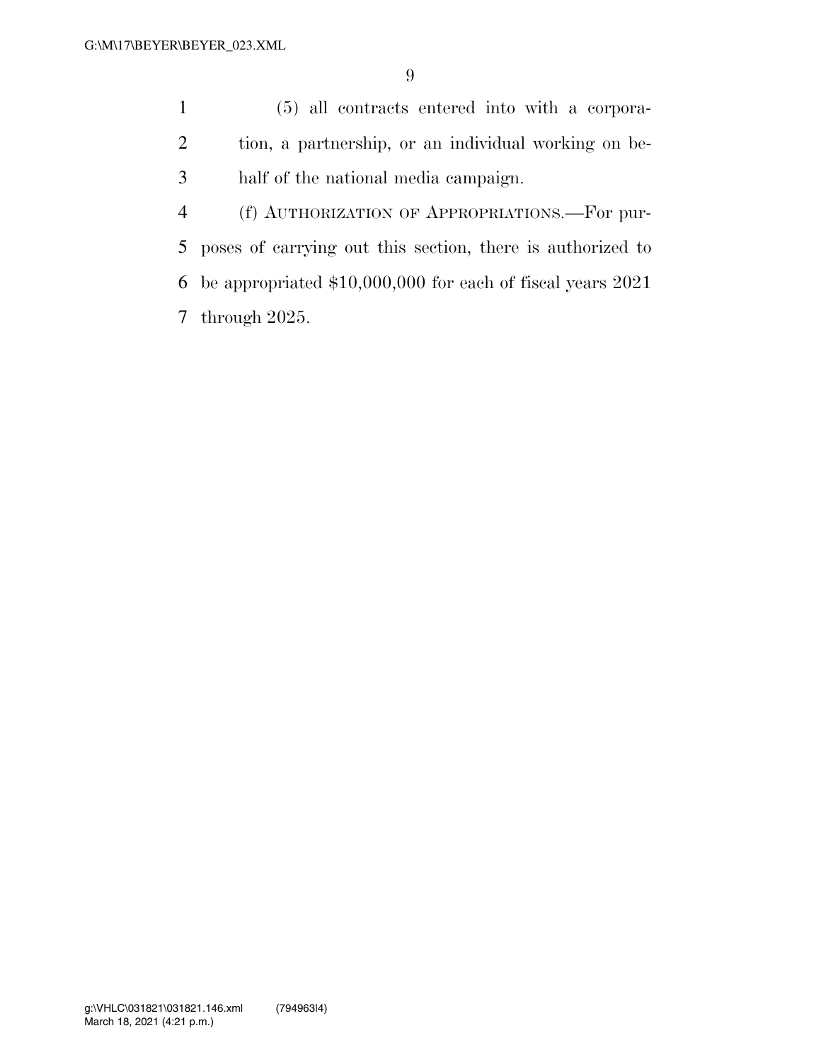(5) all contracts entered into with a corporation, a partnership, or an individual working on behalf of the national media campaign.

(f) AUTHORIZATION OF APPROPRIATIONS.—For purposes of carrying out this section, there is authorized to be appropriated $10,000,000 for each of fiscal years 2021 through 2025.